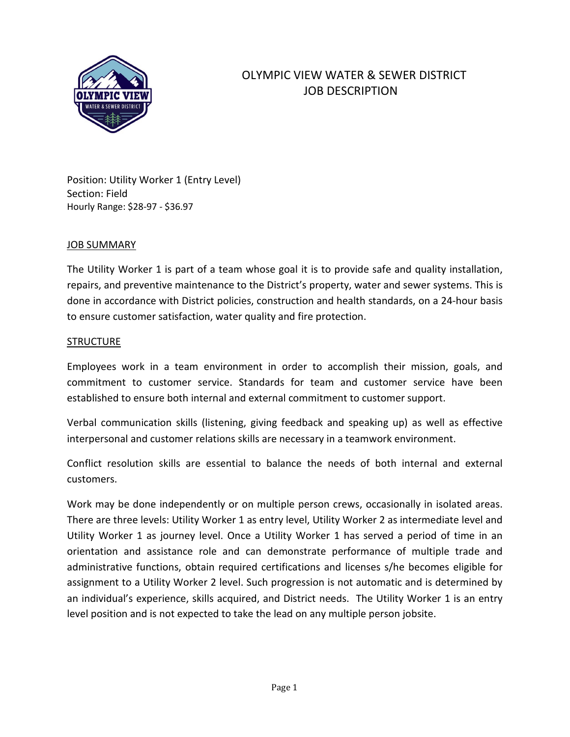# OLYMPIC VIEW WATER & SEWER DISTRICT
# JOB DESCRIPTION

Position: Utility Worker 1 (Entry Level)
Section: Field
Hourly Range: $28-97 - $36.97

## JOB SUMMARY

The Utility Worker 1 is part of a team whose goal it is to provide safe and quality installation, repairs, and preventive maintenance to the District's property, water and sewer systems. This is done in accordance with District policies, construction and health standards, on a 24-hour basis to ensure customer satisfaction, water quality and fire protection.

## STRUCTURE

Employees work in a team environment in order to accomplish their mission, goals, and commitment to customer service. Standards for team and customer service have been established to ensure both internal and external commitment to customer support.

Verbal communication skills (listening, giving feedback and speaking up) as well as effective interpersonal and customer relations skills are necessary in a teamwork environment.

Conflict resolution skills are essential to balance the needs of both internal and external customers.

Work may be done independently or on multiple person crews, occasionally in isolated areas. There are three levels: Utility Worker 1 as entry level, Utility Worker 2 as intermediate level and Utility Worker 1 as journey level. Once a Utility Worker 1 has served a period of time in an orientation and assistance role and can demonstrate performance of multiple trade and administrative functions, obtain required certifications and licenses s/he becomes eligible for assignment to a Utility Worker 2 level. Such progression is not automatic and is determined by an individual's experience, skills acquired, and District needs. The Utility Worker 1 is an entry level position and is not expected to take the lead on any multiple person jobsite.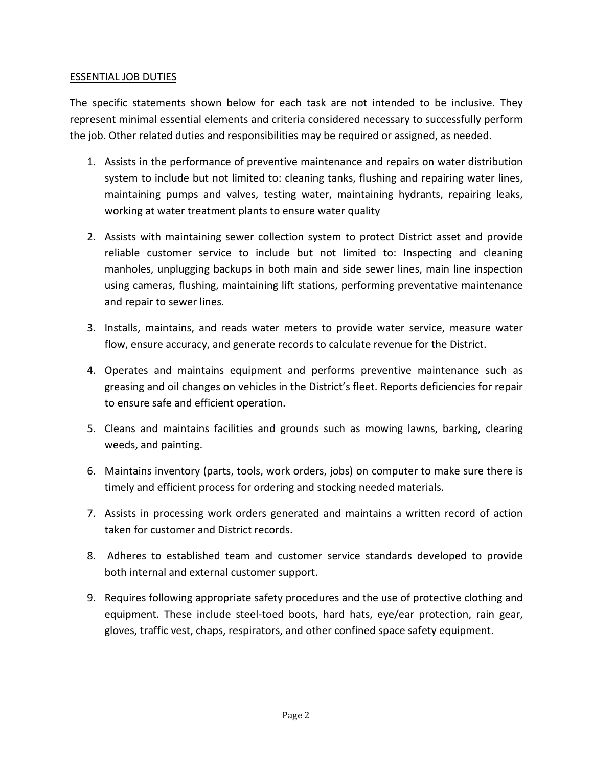<u>ESSENTIAL JOB DUTIES</u>

The specific statements shown below for each task are not intended to be inclusive. They represent minimal essential elements and criteria considered necessary to successfully perform the job. Other related duties and responsibilities may be required or assigned, as needed.

1. Assists in the performance of preventive maintenance and repairs on water distribution system to include but not limited to: cleaning tanks, flushing and repairing water lines, maintaining pumps and valves, testing water, maintaining hydrants, repairing leaks, working at water treatment plants to ensure water quality

2. Assists with maintaining sewer collection system to protect District asset and provide reliable customer service to include but not limited to: Inspecting and cleaning manholes, unplugging backups in both main and side sewer lines, main line inspection using cameras, flushing, maintaining lift stations, performing preventative maintenance and repair to sewer lines.

3. Installs, maintains, and reads water meters to provide water service, measure water flow, ensure accuracy, and generate records to calculate revenue for the District.

4. Operates and maintains equipment and performs preventive maintenance such as greasing and oil changes on vehicles in the District's fleet. Reports deficiencies for repair to ensure safe and efficient operation.

5. Cleans and maintains facilities and grounds such as mowing lawns, barking, clearing weeds, and painting.

6. Maintains inventory (parts, tools, work orders, jobs) on computer to make sure there is timely and efficient process for ordering and stocking needed materials.

7. Assists in processing work orders generated and maintains a written record of action taken for customer and District records.

8. Adheres to established team and customer service standards developed to provide both internal and external customer support.

9. Requires following appropriate safety procedures and the use of protective clothing and equipment. These include steel-toed boots, hard hats, eye/ear protection, rain gear, gloves, traffic vest, chaps, respirators, and other confined space safety equipment.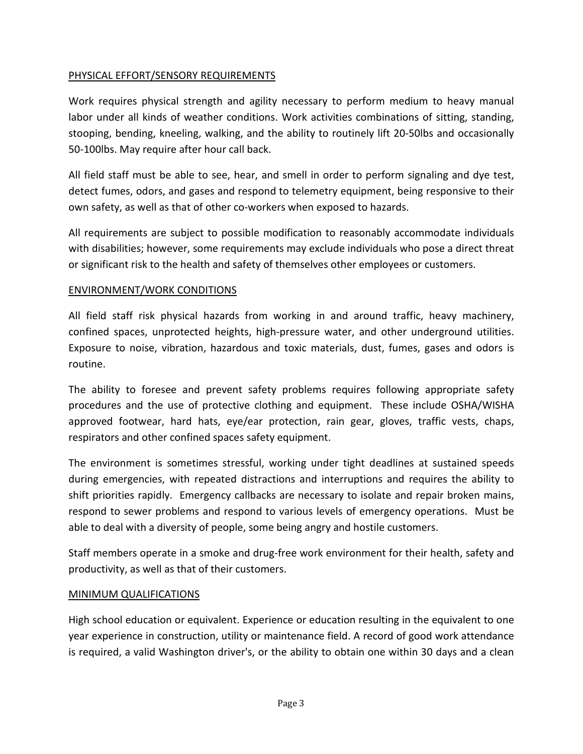## PHYSICAL EFFORT/SENSORY REQUIREMENTS

Work requires physical strength and agility necessary to perform medium to heavy manual labor under all kinds of weather conditions. Work activities combinations of sitting, standing, stooping, bending, kneeling, walking, and the ability to routinely lift 20-50lbs and occasionally 50-100lbs. May require after hour call back.

All field staff must be able to see, hear, and smell in order to perform signaling and dye test, detect fumes, odors, and gases and respond to telemetry equipment, being responsive to their own safety, as well as that of other co-workers when exposed to hazards.

All requirements are subject to possible modification to reasonably accommodate individuals with disabilities; however, some requirements may exclude individuals who pose a direct threat or significant risk to the health and safety of themselves other employees or customers.

## ENVIRONMENT/WORK CONDITIONS

All field staff risk physical hazards from working in and around traffic, heavy machinery, confined spaces, unprotected heights, high-pressure water, and other underground utilities. Exposure to noise, vibration, hazardous and toxic materials, dust, fumes, gases and odors is routine.

The ability to foresee and prevent safety problems requires following appropriate safety procedures and the use of protective clothing and equipment. These include OSHA/WISHA approved footwear, hard hats, eye/ear protection, rain gear, gloves, traffic vests, chaps, respirators and other confined spaces safety equipment.

The environment is sometimes stressful, working under tight deadlines at sustained speeds during emergencies, with repeated distractions and interruptions and requires the ability to shift priorities rapidly. Emergency callbacks are necessary to isolate and repair broken mains, respond to sewer problems and respond to various levels of emergency operations. Must be able to deal with a diversity of people, some being angry and hostile customers.

Staff members operate in a smoke and drug-free work environment for their health, safety and productivity, as well as that of their customers.

## MINIMUM QUALIFICATIONS

High school education or equivalent. Experience or education resulting in the equivalent to one year experience in construction, utility or maintenance field. A record of good work attendance is required, a valid Washington driver's, or the ability to obtain one within 30 days and a clean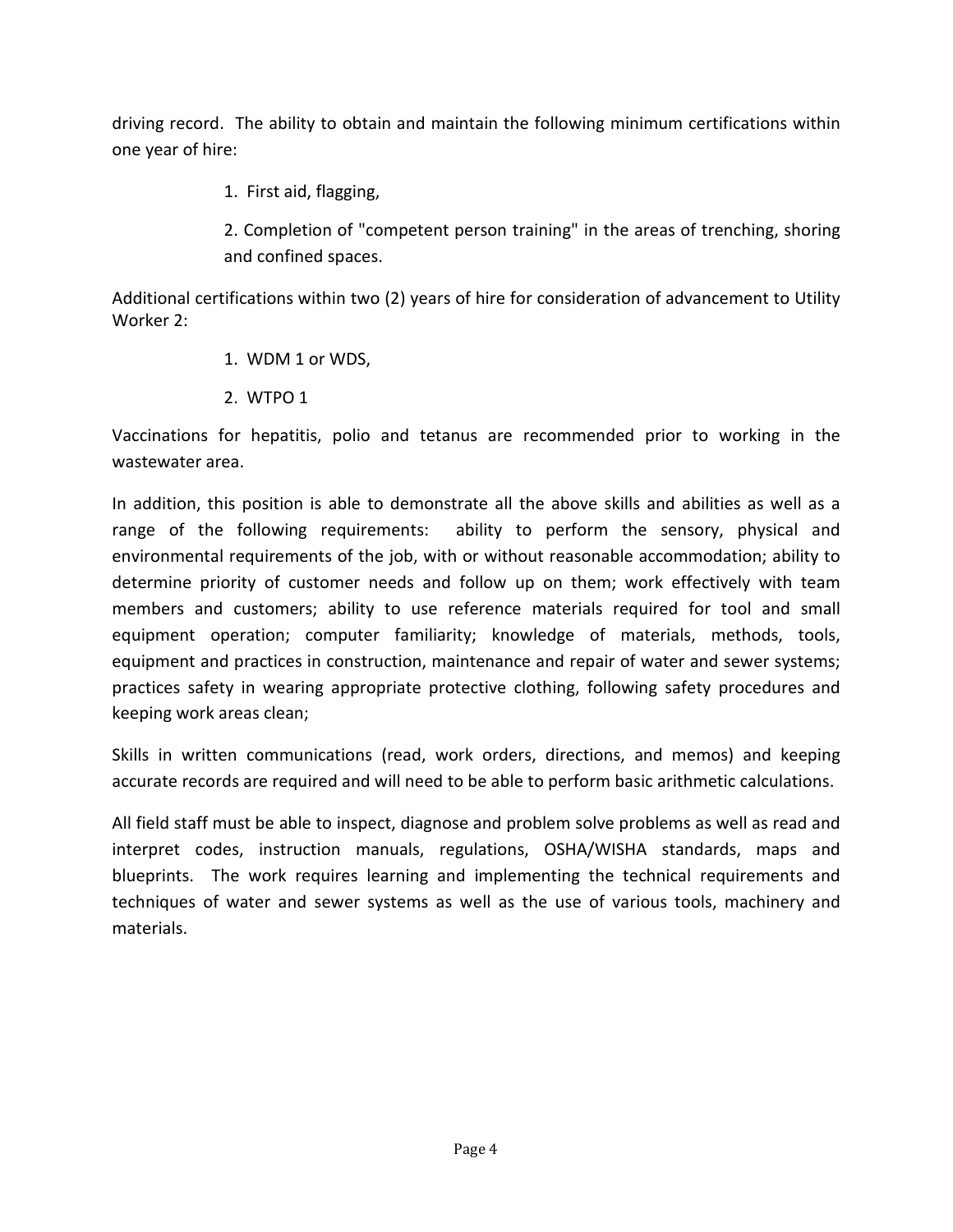driving record. The ability to obtain and maintain the following minimum certifications within one year of hire:

1. First aid, flagging,

2. Completion of "competent person training" in the areas of trenching, shoring and confined spaces.

Additional certifications within two (2) years of hire for consideration of advancement to Utility Worker 2:

1. WDM 1 or WDS,
2. WTPO 1

Vaccinations for hepatitis, polio and tetanus are recommended prior to working in the wastewater area.

In addition, this position is able to demonstrate all the above skills and abilities as well as a range of the following requirements: ability to perform the sensory, physical and environmental requirements of the job, with or without reasonable accommodation; ability to determine priority of customer needs and follow up on them; work effectively with team members and customers; ability to use reference materials required for tool and small equipment operation; computer familiarity; knowledge of materials, methods, tools, equipment and practices in construction, maintenance and repair of water and sewer systems; practices safety in wearing appropriate protective clothing, following safety procedures and keeping work areas clean;

Skills in written communications (read, work orders, directions, and memos) and keeping accurate records are required and will need to be able to perform basic arithmetic calculations.

All field staff must be able to inspect, diagnose and problem solve problems as well as read and interpret codes, instruction manuals, regulations, OSHA/WISHA standards, maps and blueprints. The work requires learning and implementing the technical requirements and techniques of water and sewer systems as well as the use of various tools, machinery and materials.